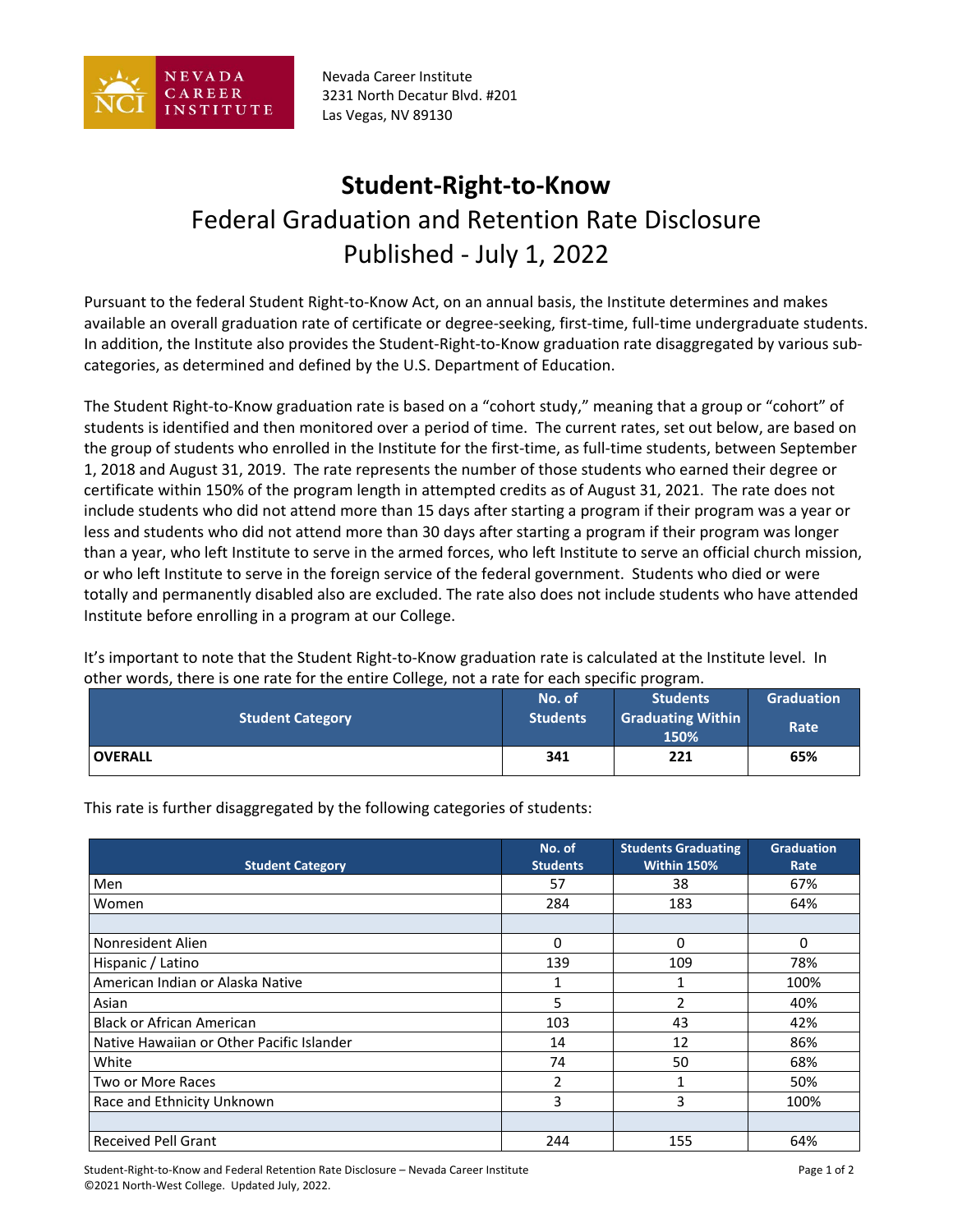Nevada Career Institute
3231 North Decatur Blvd. #201
Las Vegas, NV 89130

# Student-Right-to-Know

## Federal Graduation and Retention Rate Disclosure

## Published - July 1, 2022

Pursuant to the federal Student Right-to-Know Act, on an annual basis, the Institute determines and makes available an overall graduation rate of certificate or degree-seeking, first-time, full-time undergraduate students. In addition, the Institute also provides the Student-Right-to-Know graduation rate disaggregated by various sub-categories, as determined and defined by the U.S. Department of Education.

The Student Right-to-Know graduation rate is based on a "cohort study," meaning that a group or "cohort" of students is identified and then monitored over a period of time. The current rates, set out below, are based on the group of students who enrolled in the Institute for the first-time, as full-time students, between September 1, 2018 and August 31, 2019. The rate represents the number of those students who earned their degree or certificate within 150% of the program length in attempted credits as of August 31, 2021. The rate does not include students who did not attend more than 15 days after starting a program if their program was a year or less and students who did not attend more than 30 days after starting a program if their program was longer than a year, who left Institute to serve in the armed forces, who left Institute to serve an official church mission, or who left Institute to serve in the foreign service of the federal government. Students who died or were totally and permanently disabled also are excluded. The rate also does not include students who have attended Institute before enrolling in a program at our College.

It's important to note that the Student Right-to-Know graduation rate is calculated at the Institute level. In other words, there is one rate for the entire College, not a rate for each specific program.

| Student Category | No. of Students | Students Graduating Within 150% | Graduation Rate |
|---|---|---|---|
| **OVERALL** | **341** | **221** | **65%** |

This rate is further disaggregated by the following categories of students:

| Student Category | No. of Students | Students Graduating Within 150% | Graduation Rate |
|---|---|---|---|
| Men | 57 | 38 | 67% |
| Women | 284 | 183 | 64% |
| | | | |
| Nonresident Alien | 0 | 0 | 0 |
| Hispanic / Latino | 139 | 109 | 78% |
| American Indian or Alaska Native | 1 | 1 | 100% |
| Asian | 5 | 2 | 40% |
| Black or African American | 103 | 43 | 42% |
| Native Hawaiian or Other Pacific Islander | 14 | 12 | 86% |
| White | 74 | 50 | 68% |
| Two or More Races | 2 | 1 | 50% |
| Race and Ethnicity Unknown | 3 | 3 | 100% |
| | | | |
| Received Pell Grant | 244 | 155 | 64% |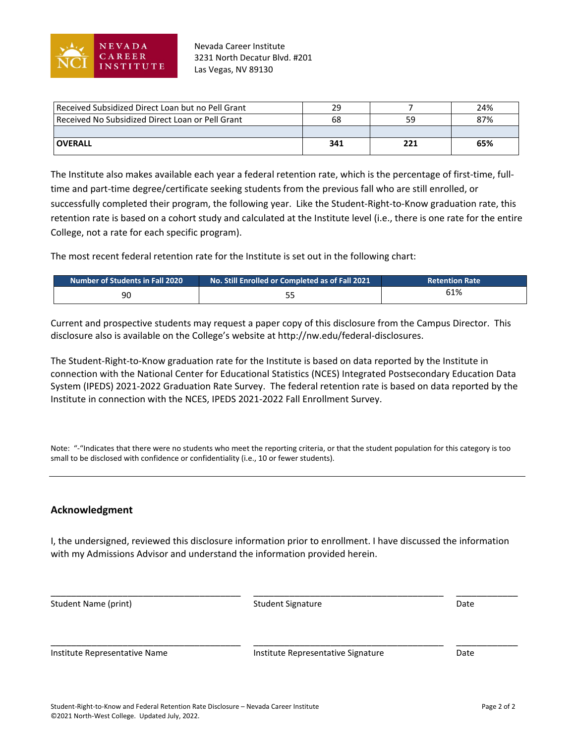Nevada Career Institute
3231 North Decatur Blvd. #201
Las Vegas, NV 89130

| | | | |
|---|---|---|---|
| Received Subsidized Direct Loan but no Pell Grant | 29 | 7 | 24% |
| Received No Subsidized Direct Loan or Pell Grant | 68 | 59 | 87% |
| | | | |
| **OVERALL** | **341** | **221** | **65%** |

The Institute also makes available each year a federal retention rate, which is the percentage of first-time, full-time and part-time degree/certificate seeking students from the previous fall who are still enrolled, or successfully completed their program, the following year. Like the Student-Right-to-Know graduation rate, this retention rate is based on a cohort study and calculated at the Institute level (i.e., there is one rate for the entire College, not a rate for each specific program).

The most recent federal retention rate for the Institute is set out in the following chart:

| Number of Students in Fall 2020 | No. Still Enrolled or Completed as of Fall 2021 | Retention Rate |
|---|---|---|
| 90 | 55 | 61% |

Current and prospective students may request a paper copy of this disclosure from the Campus Director. This disclosure also is available on the College's website at http://nw.edu/federal-disclosures.

The Student-Right-to-Know graduation rate for the Institute is based on data reported by the Institute in connection with the National Center for Educational Statistics (NCES) Integrated Postsecondary Education Data System (IPEDS) 2021-2022 Graduation Rate Survey. The federal retention rate is based on data reported by the Institute in connection with the NCES, IPEDS 2021-2022 Fall Enrollment Survey.

Note: "-"Indicates that there were no students who meet the reporting criteria, or that the student population for this category is too small to be disclosed with confidence or confidentiality (i.e., 10 or fewer students).

---

## Acknowledgment

I, the undersigned, reviewed this disclosure information prior to enrollment. I have discussed the information with my Admissions Advisor and understand the information provided herein.

_______________________________________ _______________________________________ ____________

Student Name (print) Student Signature Date

_______________________________________ _______________________________________ ____________

Institute Representative Name Institute Representative Signature Date

Student-Right-to-Know and Federal Retention Rate Disclosure – Nevada Career Institute
©2021 North-West College. Updated July, 2022.